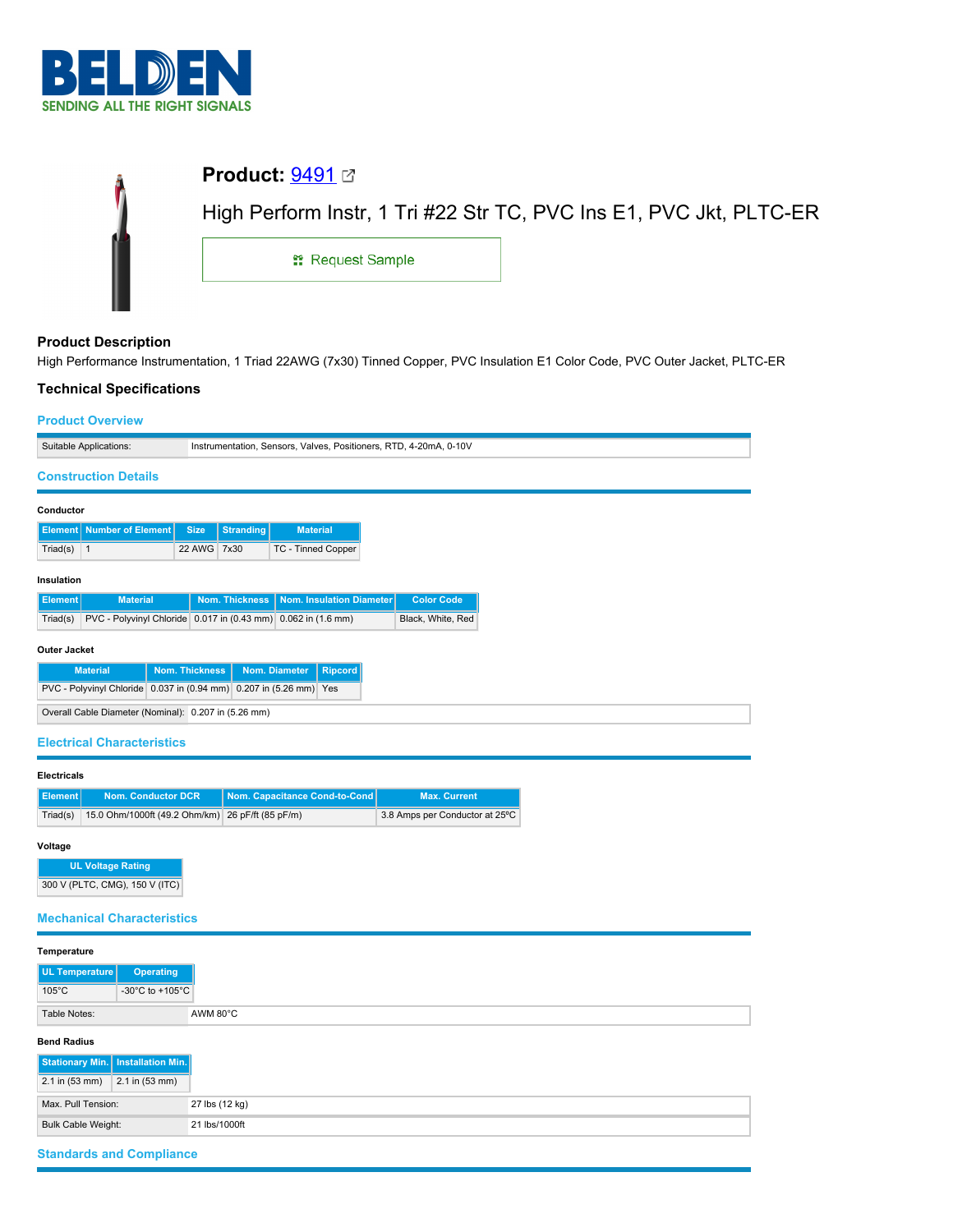# BELDEN

SENDING ALL THE RIGHT SIGNALS

## Product: 9491

High Perform Instr, 1 Tri #22 Str TC, PVC Ins E1, PVC Jkt, PLTC-ER

Request Sample

### Product Description

High Performance Instrumentation, 1 Triad 22AWG (7x30) Tinned Copper, PVC Insulation E1 Color Code, PVC Outer Jacket, PLTC-ER

### Technical Specifications

#### Product Overview

| | |
|---|---|
| Suitable Applications: | Instrumentation, Sensors, Valves, Positioners, RTD, 4-20mA, 0-10V |

#### Construction Details

**Conductor**

| Element | Number of Element | Size | Stranding | Material |
|---|---|---|---|---|
| Triad(s) | 1 | 22 AWG | 7x30 | TC - Tinned Copper |

**Insulation**

| Element | Material | Nom. Thickness | Nom. Insulation Diameter | Color Code |
|---|---|---|---|---|
| Triad(s) | PVC - Polyvinyl Chloride | 0.017 in (0.43 mm) | 0.062 in (1.6 mm) | Black, White, Red |

**Outer Jacket**

| Material | Nom. Thickness | Nom. Diameter | Ripcord |
|---|---|---|---|
| PVC - Polyvinyl Chloride | 0.037 in (0.94 mm) | 0.207 in (5.26 mm) | Yes |

| | |
|---|---|
| Overall Cable Diameter (Nominal): | 0.207 in (5.26 mm) |

#### Electrical Characteristics

**Electricals**

| Element | Nom. Conductor DCR | Nom. Capacitance Cond-to-Cond | Max. Current |
|---|---|---|---|
| Triad(s) | 15.0 Ohm/1000ft (49.2 Ohm/km) | 26 pF/ft (85 pF/m) | 3.8 Amps per Conductor at 25ºC |

**Voltage**

| UL Voltage Rating |
|---|
| 300 V (PLTC, CMG), 150 V (ITC) |

#### Mechanical Characteristics

**Temperature**

| UL Temperature | Operating |
|---|---|
| 105°C | -30°C to +105°C |

| | |
|---|---|
| Table Notes: | AWM 80°C |

**Bend Radius**

| Stationary Min. | Installation Min. |
|---|---|
| 2.1 in (53 mm) | 2.1 in (53 mm) |

| | |
|---|---|
| Max. Pull Tension: | 27 lbs (12 kg) |
| Bulk Cable Weight: | 21 lbs/1000ft |

#### Standards and Compliance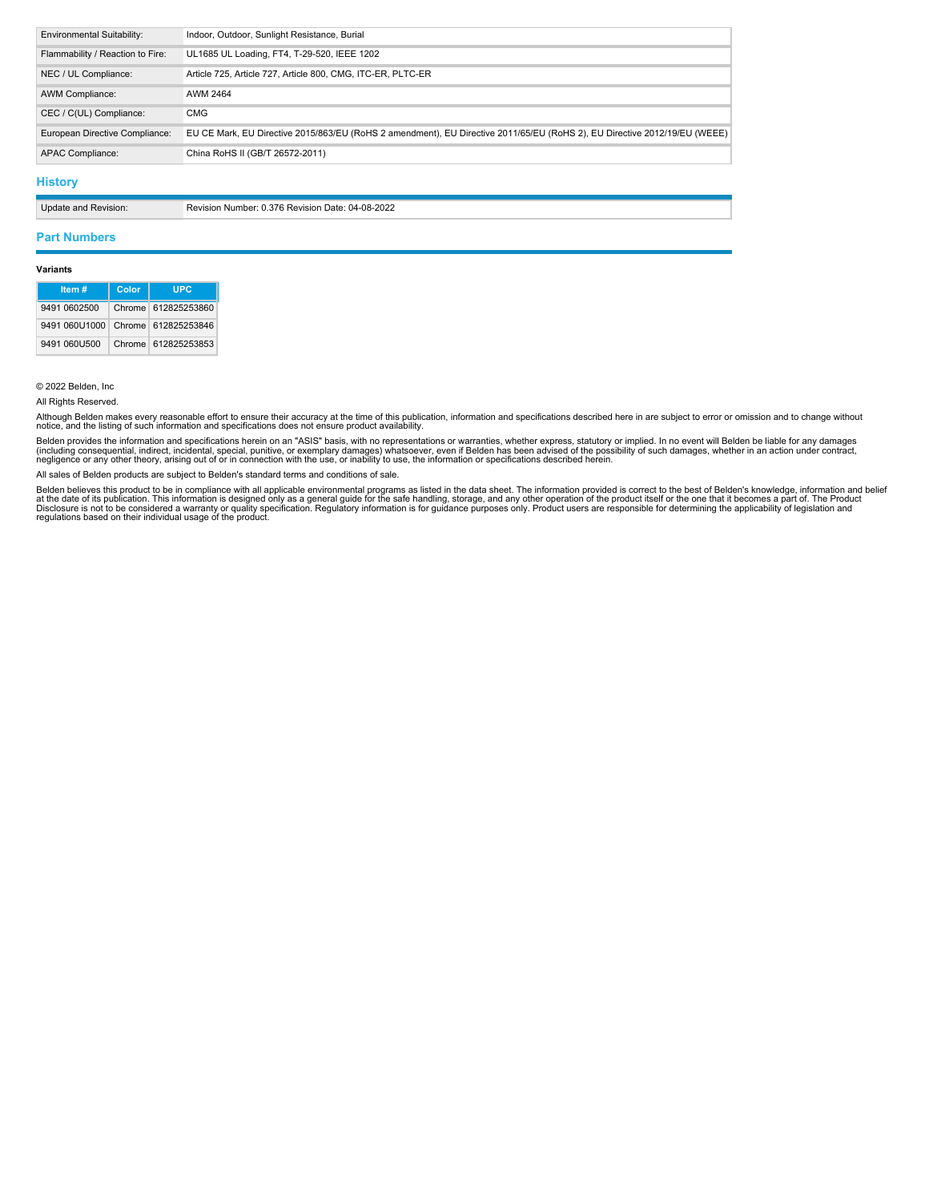| | |
|---|---|
| Environmental Suitability: | Indoor, Outdoor, Sunlight Resistance, Burial |
| Flammability / Reaction to Fire: | UL1685 UL Loading, FT4, T-29-520, IEEE 1202 |
| NEC / UL Compliance: | Article 725, Article 727, Article 800, CMG, ITC-ER, PLTC-ER |
| AWM Compliance: | AWM 2464 |
| CEC / C(UL) Compliance: | CMG |
| European Directive Compliance: | EU CE Mark, EU Directive 2015/863/EU (RoHS 2 amendment), EU Directive 2011/65/EU (RoHS 2), EU Directive 2012/19/EU (WEEE) |
| APAC Compliance: | China RoHS II (GB/T 26572-2011) |

## History

| | |
|---|---|
| Update and Revision: | Revision Number: 0.376 Revision Date: 04-08-2022 |

## Part Numbers

**Variants**

| Item # | Color | UPC |
|---|---|---|
| 9491 0602500 | Chrome | 612825253860 |
| 9491 060U1000 | Chrome | 612825253846 |
| 9491 060U500 | Chrome | 612825253853 |

© 2022 Belden, Inc

All Rights Reserved.

Although Belden makes every reasonable effort to ensure their accuracy at the time of this publication, information and specifications described here in are subject to error or omission and to change without notice, and the listing of such information and specifications does not ensure product availability.

Belden provides the information and specifications herein on an "ASIS" basis, with no representations or warranties, whether express, statutory or implied. In no event will Belden be liable for any damages (including consequential, indirect, incidental, special, punitive, or exemplary damages) whatsoever, even if Belden has been advised of the possibility of such damages, whether in an action under contract, negligence or any other theory, arising out of or in connection with the use, or inability to use, the information or specifications described herein.

All sales of Belden products are subject to Belden's standard terms and conditions of sale.

Belden believes this product to be in compliance with all applicable environmental programs as listed in the data sheet. The information provided is correct to the best of Belden's knowledge, information and belief at the date of its publication. This information is designed only as a general guide for the safe handling, storage, and any other operation of the product itself or the one that it becomes a part of. The Product Disclosure is not to be considered a warranty or quality specification. Regulatory information is for guidance purposes only. Product users are responsible for determining the applicability of legislation and regulations based on their individual usage of the product.